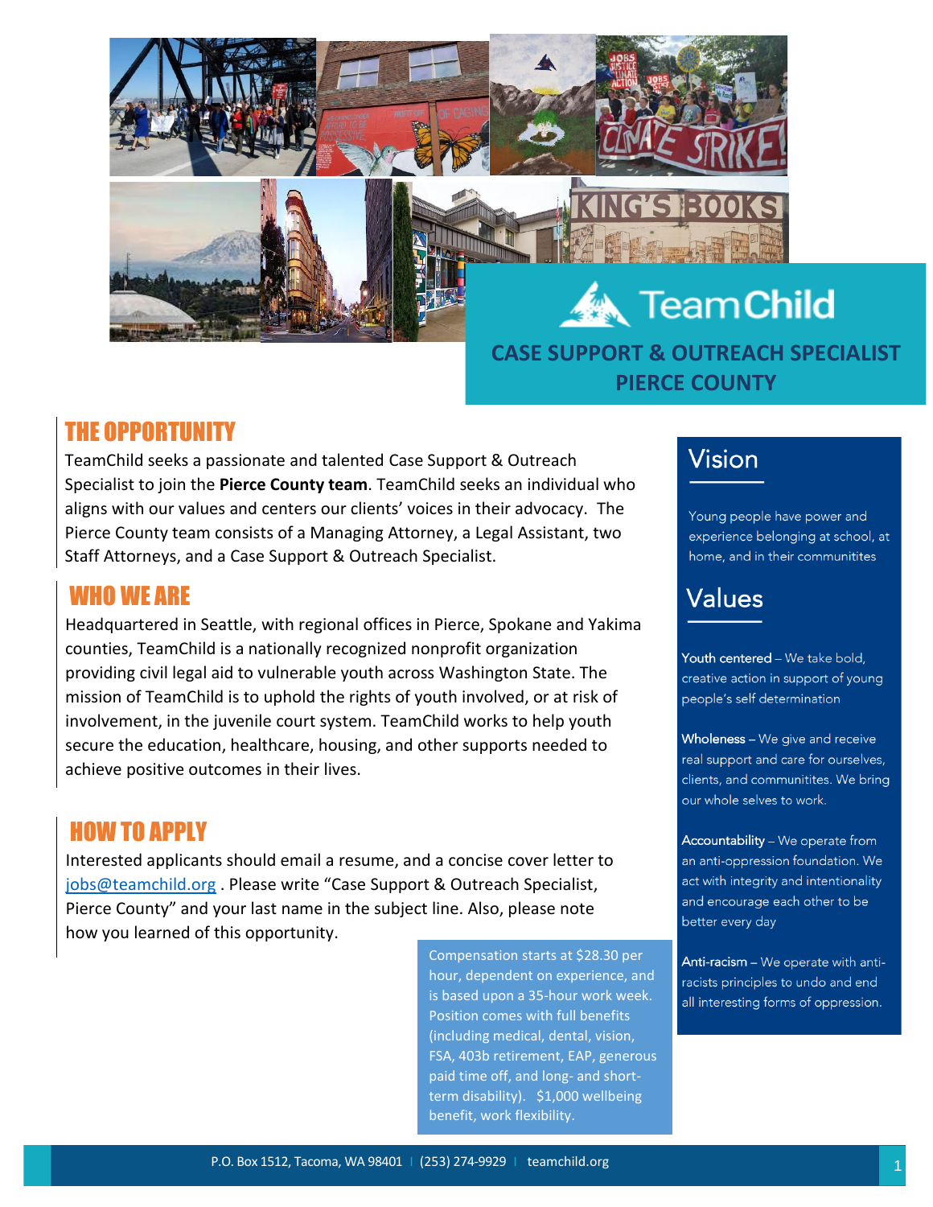TeamChild

# CASE SUPPORT & OUTREACH SPECIALIST
# PIERCE COUNTY

## THE OPPORTUNITY

TeamChild seeks a passionate and talented Case Support & Outreach Specialist to join the **Pierce County team**. TeamChild seeks an individual who aligns with our values and centers our clients' voices in their advocacy. The Pierce County team consists of a Managing Attorney, a Legal Assistant, two Staff Attorneys, and a Case Support & Outreach Specialist.

## WHO WE ARE

Headquartered in Seattle, with regional offices in Pierce, Spokane and Yakima counties, TeamChild is a nationally recognized nonprofit organization providing civil legal aid to vulnerable youth across Washington State. The mission of TeamChild is to uphold the rights of youth involved, or at risk of involvement, in the juvenile court system. TeamChild works to help youth secure the education, healthcare, housing, and other supports needed to achieve positive outcomes in their lives.

## HOW TO APPLY

Interested applicants should email a resume, and a concise cover letter to jobs@teamchild.org . Please write "Case Support & Outreach Specialist, Pierce County" and your last name in the subject line. Also, please note how you learned of this opportunity.

Compensation starts at $28.30 per hour, dependent on experience, and is based upon a 35-hour work week. Position comes with full benefits (including medical, dental, vision, FSA, 403b retirement, EAP, generous paid time off, and long- and short-term disability). $1,000 wellbeing benefit, work flexibility.

## Vision

Young people have power and experience belonging at school, at home, and in their communitites

## Values

**Youth centered** – We take bold, creative action in support of young people's self determination

**Wholeness** – We give and receive real support and care for ourselves, clients, and communitites. We bring our whole selves to work.

**Accountability** – We operate from an anti-oppression foundation. We act with integrity and intentionality and encourage each other to be better every day

**Anti-racism** – We operate with anti-racists principles to undo and end all interesting forms of oppression.

P.O. Box 1512, Tacoma, WA 98401 | (253) 274-9929 | teamchild.org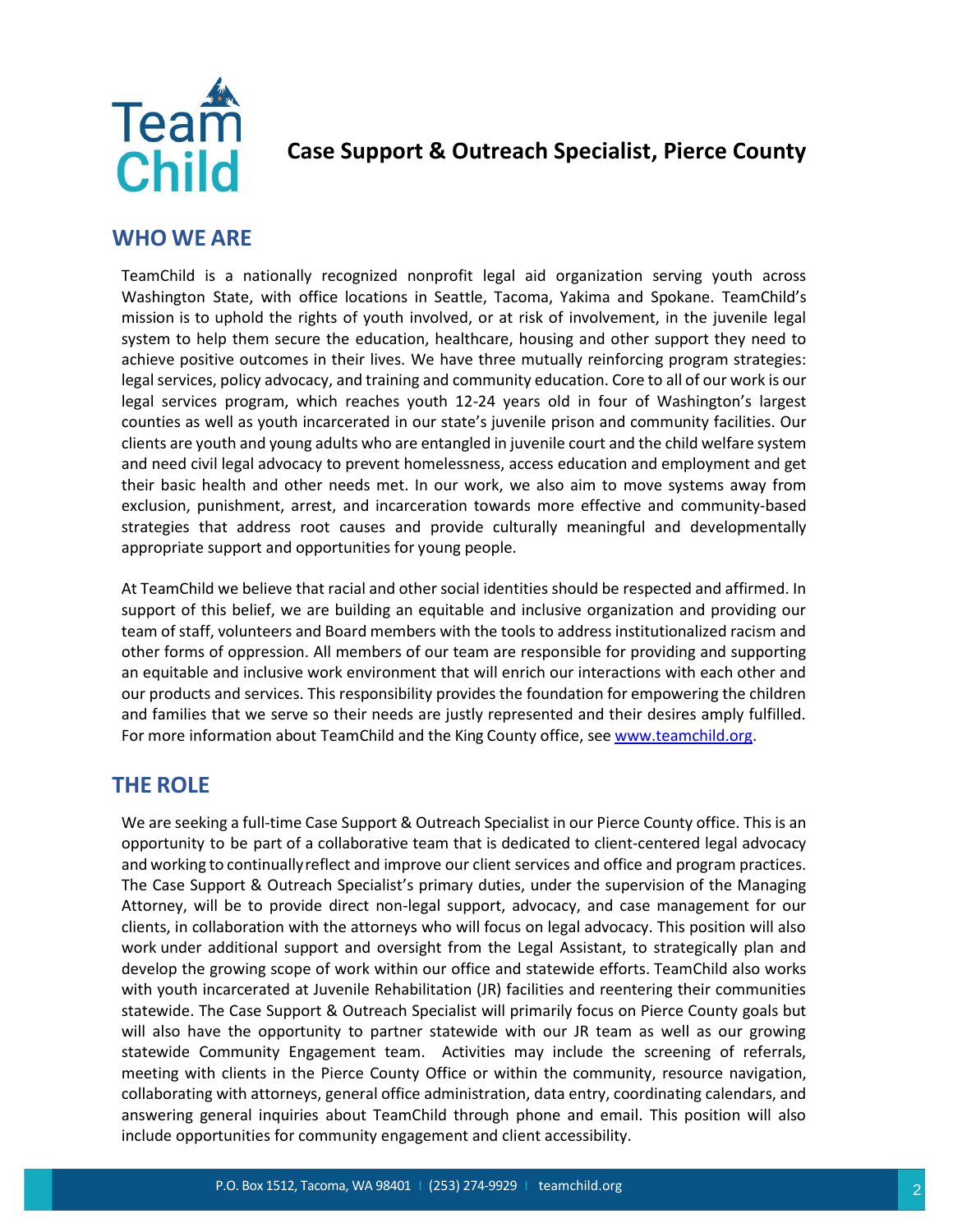# Case Support & Outreach Specialist, Pierce County

## WHO WE ARE

TeamChild is a nationally recognized nonprofit legal aid organization serving youth across Washington State, with office locations in Seattle, Tacoma, Yakima and Spokane. TeamChild's mission is to uphold the rights of youth involved, or at risk of involvement, in the juvenile legal system to help them secure the education, healthcare, housing and other support they need to achieve positive outcomes in their lives. We have three mutually reinforcing program strategies: legal services, policy advocacy, and training and community education. Core to all of our work is our legal services program, which reaches youth 12-24 years old in four of Washington's largest counties as well as youth incarcerated in our state's juvenile prison and community facilities. Our clients are youth and young adults who are entangled in juvenile court and the child welfare system and need civil legal advocacy to prevent homelessness, access education and employment and get their basic health and other needs met. In our work, we also aim to move systems away from exclusion, punishment, arrest, and incarceration towards more effective and community-based strategies that address root causes and provide culturally meaningful and developmentally appropriate support and opportunities for young people.

At TeamChild we believe that racial and other social identities should be respected and affirmed. In support of this belief, we are building an equitable and inclusive organization and providing our team of staff, volunteers and Board members with the tools to address institutionalized racism and other forms of oppression. All members of our team are responsible for providing and supporting an equitable and inclusive work environment that will enrich our interactions with each other and our products and services. This responsibility provides the foundation for empowering the children and families that we serve so their needs are justly represented and their desires amply fulfilled. For more information about TeamChild and the King County office, see [www.teamchild.org](http://www.teamchild.org).

## THE ROLE

We are seeking a full-time Case Support & Outreach Specialist in our Pierce County office. This is an opportunity to be part of a collaborative team that is dedicated to client-centered legal advocacy and working to continually reflect and improve our client services and office and program practices. The Case Support & Outreach Specialist's primary duties, under the supervision of the Managing Attorney, will be to provide direct non-legal support, advocacy, and case management for our clients, in collaboration with the attorneys who will focus on legal advocacy. This position will also work under additional support and oversight from the Legal Assistant, to strategically plan and develop the growing scope of work within our office and statewide efforts. TeamChild also works with youth incarcerated at Juvenile Rehabilitation (JR) facilities and reentering their communities statewide. The Case Support & Outreach Specialist will primarily focus on Pierce County goals but will also have the opportunity to partner statewide with our JR team as well as our growing statewide Community Engagement team. Activities may include the screening of referrals, meeting with clients in the Pierce County Office or within the community, resource navigation, collaborating with attorneys, general office administration, data entry, coordinating calendars, and answering general inquiries about TeamChild through phone and email. This position will also include opportunities for community engagement and client accessibility.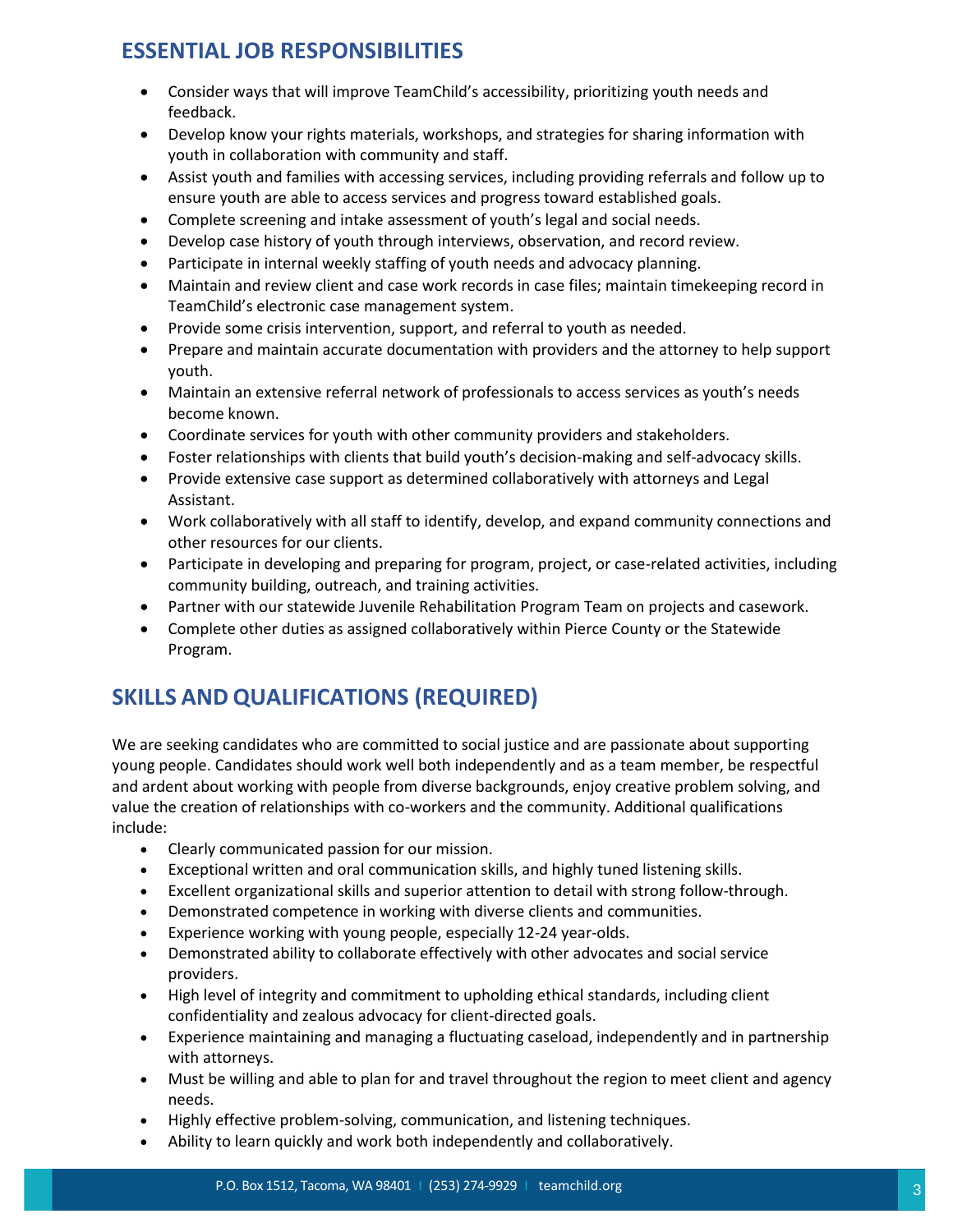## ESSENTIAL JOB RESPONSIBILITIES

- Consider ways that will improve TeamChild's accessibility, prioritizing youth needs and feedback.
- Develop know your rights materials, workshops, and strategies for sharing information with youth in collaboration with community and staff.
- Assist youth and families with accessing services, including providing referrals and follow up to ensure youth are able to access services and progress toward established goals.
- Complete screening and intake assessment of youth's legal and social needs.
- Develop case history of youth through interviews, observation, and record review.
- Participate in internal weekly staffing of youth needs and advocacy planning.
- Maintain and review client and case work records in case files; maintain timekeeping record in TeamChild's electronic case management system.
- Provide some crisis intervention, support, and referral to youth as needed.
- Prepare and maintain accurate documentation with providers and the attorney to help support youth.
- Maintain an extensive referral network of professionals to access services as youth's needs become known.
- Coordinate services for youth with other community providers and stakeholders.
- Foster relationships with clients that build youth's decision-making and self-advocacy skills.
- Provide extensive case support as determined collaboratively with attorneys and Legal Assistant.
- Work collaboratively with all staff to identify, develop, and expand community connections and other resources for our clients.
- Participate in developing and preparing for program, project, or case-related activities, including community building, outreach, and training activities.
- Partner with our statewide Juvenile Rehabilitation Program Team on projects and casework.
- Complete other duties as assigned collaboratively within Pierce County or the Statewide Program.

## SKILLS AND QUALIFICATIONS (REQUIRED)

We are seeking candidates who are committed to social justice and are passionate about supporting young people. Candidates should work well both independently and as a team member, be respectful and ardent about working with people from diverse backgrounds, enjoy creative problem solving, and value the creation of relationships with co-workers and the community. Additional qualifications include:

- Clearly communicated passion for our mission.
- Exceptional written and oral communication skills, and highly tuned listening skills.
- Excellent organizational skills and superior attention to detail with strong follow-through.
- Demonstrated competence in working with diverse clients and communities.
- Experience working with young people, especially 12-24 year-olds.
- Demonstrated ability to collaborate effectively with other advocates and social service providers.
- High level of integrity and commitment to upholding ethical standards, including client confidentiality and zealous advocacy for client-directed goals.
- Experience maintaining and managing a fluctuating caseload, independently and in partnership with attorneys.
- Must be willing and able to plan for and travel throughout the region to meet client and agency needs.
- Highly effective problem-solving, communication, and listening techniques.
- Ability to learn quickly and work both independently and collaboratively.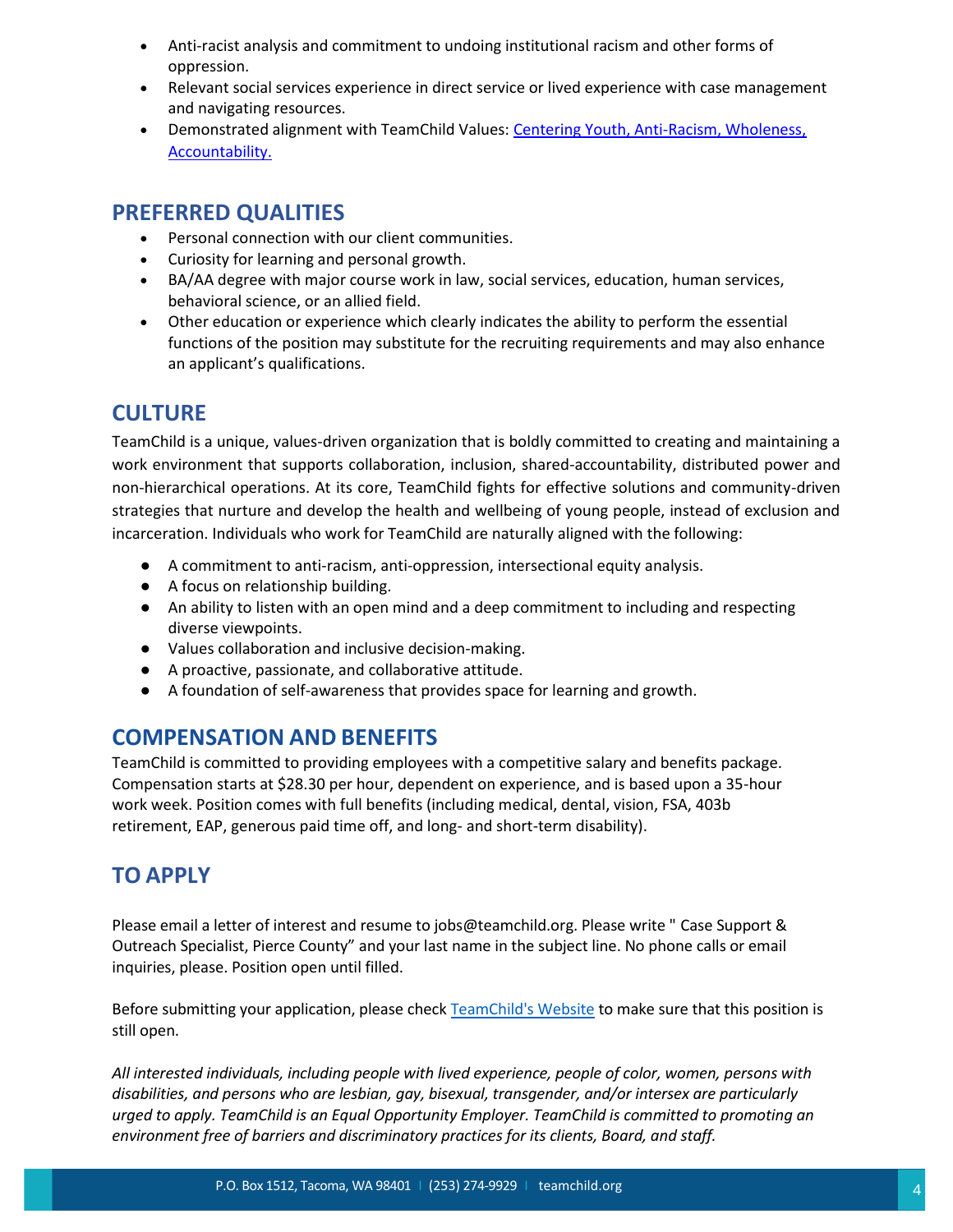- Anti-racist analysis and commitment to undoing institutional racism and other forms of oppression.
- Relevant social services experience in direct service or lived experience with case management and navigating resources.
- Demonstrated alignment with TeamChild Values: [Centering Youth, Anti-Racism, Wholeness, Accountability.]()

## PREFERRED QUALITIES

- Personal connection with our client communities.
- Curiosity for learning and personal growth.
- BA/AA degree with major course work in law, social services, education, human services, behavioral science, or an allied field.
- Other education or experience which clearly indicates the ability to perform the essential functions of the position may substitute for the recruiting requirements and may also enhance an applicant's qualifications.

## CULTURE

TeamChild is a unique, values-driven organization that is boldly committed to creating and maintaining a work environment that supports collaboration, inclusion, shared-accountability, distributed power and non-hierarchical operations. At its core, TeamChild fights for effective solutions and community-driven strategies that nurture and develop the health and wellbeing of young people, instead of exclusion and incarceration. Individuals who work for TeamChild are naturally aligned with the following:

- A commitment to anti-racism, anti-oppression, intersectional equity analysis.
- A focus on relationship building.
- An ability to listen with an open mind and a deep commitment to including and respecting diverse viewpoints.
- Values collaboration and inclusive decision-making.
- A proactive, passionate, and collaborative attitude.
- A foundation of self-awareness that provides space for learning and growth.

## COMPENSATION AND BENEFITS

TeamChild is committed to providing employees with a competitive salary and benefits package. Compensation starts at $28.30 per hour, dependent on experience, and is based upon a 35-hour work week. Position comes with full benefits (including medical, dental, vision, FSA, 403b retirement, EAP, generous paid time off, and long- and short-term disability).

## TO APPLY

Please email a letter of interest and resume to jobs@teamchild.org. Please write " Case Support & Outreach Specialist, Pierce County" and your last name in the subject line. No phone calls or email inquiries, please. Position open until filled.

Before submitting your application, please check [TeamChild's Website]() to make sure that this position is still open.

*All interested individuals, including people with lived experience, people of color, women, persons with disabilities, and persons who are lesbian, gay, bisexual, transgender, and/or intersex are particularly urged to apply. TeamChild is an Equal Opportunity Employer. TeamChild is committed to promoting an environment free of barriers and discriminatory practices for its clients, Board, and staff.*

P.O. Box 1512, Tacoma, WA 98401 | (253) 274-9929 | teamchild.org